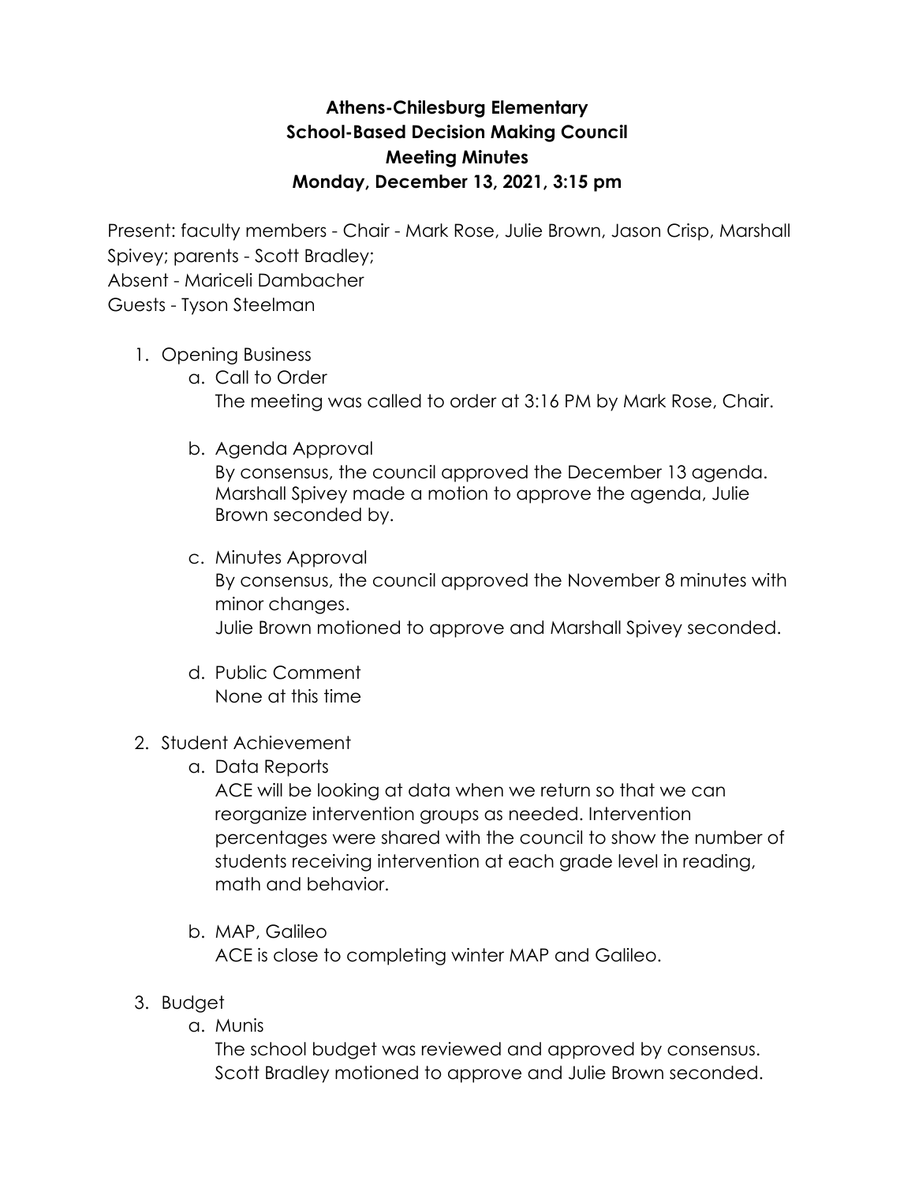**Athens-Chilesburg Elementary**
**School-Based Decision Making Council**
**Meeting Minutes**
**Monday, December 13, 2021, 3:15 pm**

Present: faculty members - Chair - Mark Rose, Julie Brown, Jason Crisp, Marshall Spivey; parents - Scott Bradley;
Absent - Mariceli Dambacher
Guests - Tyson Steelman

1. Opening Business
   a. Call to Order
      The meeting was called to order at 3:16 PM by Mark Rose, Chair.

   b. Agenda Approval
      By consensus, the council approved the December 13 agenda. Marshall Spivey made a motion to approve the agenda, Julie Brown seconded by.

   c. Minutes Approval
      By consensus, the council approved the November 8 minutes with minor changes.
      Julie Brown motioned to approve and Marshall Spivey seconded.

   d. Public Comment
      None at this time

2. Student Achievement
   a. Data Reports
      ACE will be looking at data when we return so that we can reorganize intervention groups as needed. Intervention percentages were shared with the council to show the number of students receiving intervention at each grade level in reading, math and behavior.

   b. MAP, Galileo
      ACE is close to completing winter MAP and Galileo.

3. Budget
   a. Munis
      The school budget was reviewed and approved by consensus. Scott Bradley motioned to approve and Julie Brown seconded.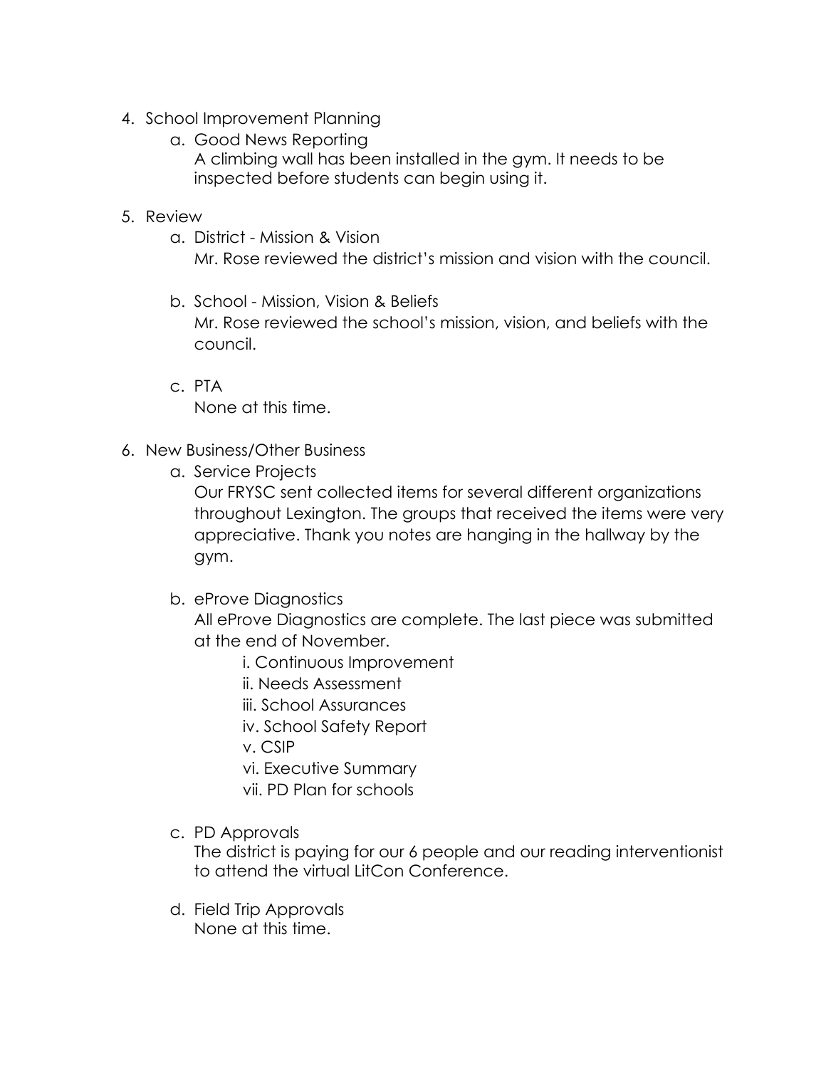4. School Improvement Planning
    a. Good News Reporting
       A climbing wall has been installed in the gym. It needs to be inspected before students can begin using it.

5. Review
    a. District - Mission & Vision
       Mr. Rose reviewed the district's mission and vision with the council.

    b. School - Mission, Vision & Beliefs
       Mr. Rose reviewed the school's mission, vision, and beliefs with the council.

    c. PTA
       None at this time.

6. New Business/Other Business
    a. Service Projects
       Our FRYSC sent collected items for several different organizations throughout Lexington. The groups that received the items were very appreciative. Thank you notes are hanging in the hallway by the gym.

    b. eProve Diagnostics
       All eProve Diagnostics are complete. The last piece was submitted at the end of November.
        - i. Continuous Improvement
        - ii. Needs Assessment
        - iii. School Assurances
        - iv. School Safety Report
        - v. CSIP
        - vi. Executive Summary
        - vii. PD Plan for schools

    c. PD Approvals
       The district is paying for our 6 people and our reading interventionist to attend the virtual LitCon Conference.

    d. Field Trip Approvals
       None at this time.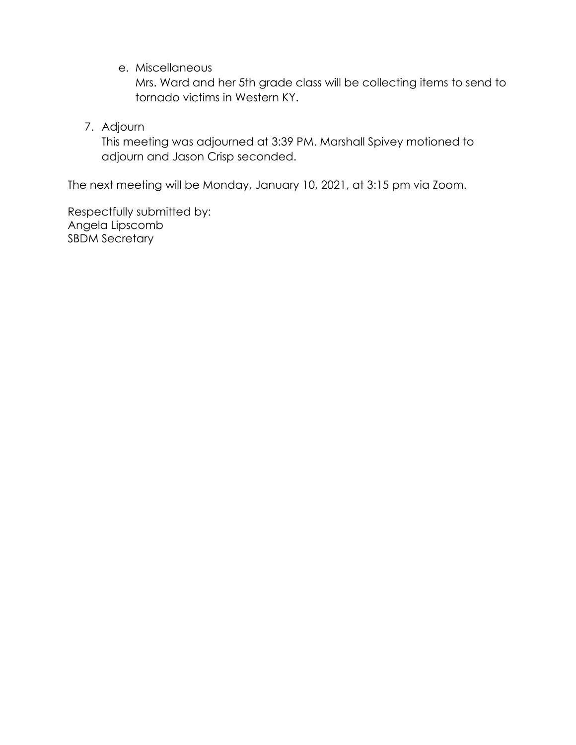e. Miscellaneous

   Mrs. Ward and her 5th grade class will be collecting items to send to tornado victims in Western KY.

7. Adjourn

   This meeting was adjourned at 3:39 PM. Marshall Spivey motioned to adjourn and Jason Crisp seconded.

The next meeting will be Monday, January 10, 2021, at 3:15 pm via Zoom.

Respectfully submitted by:
Angela Lipscomb
SBDM Secretary